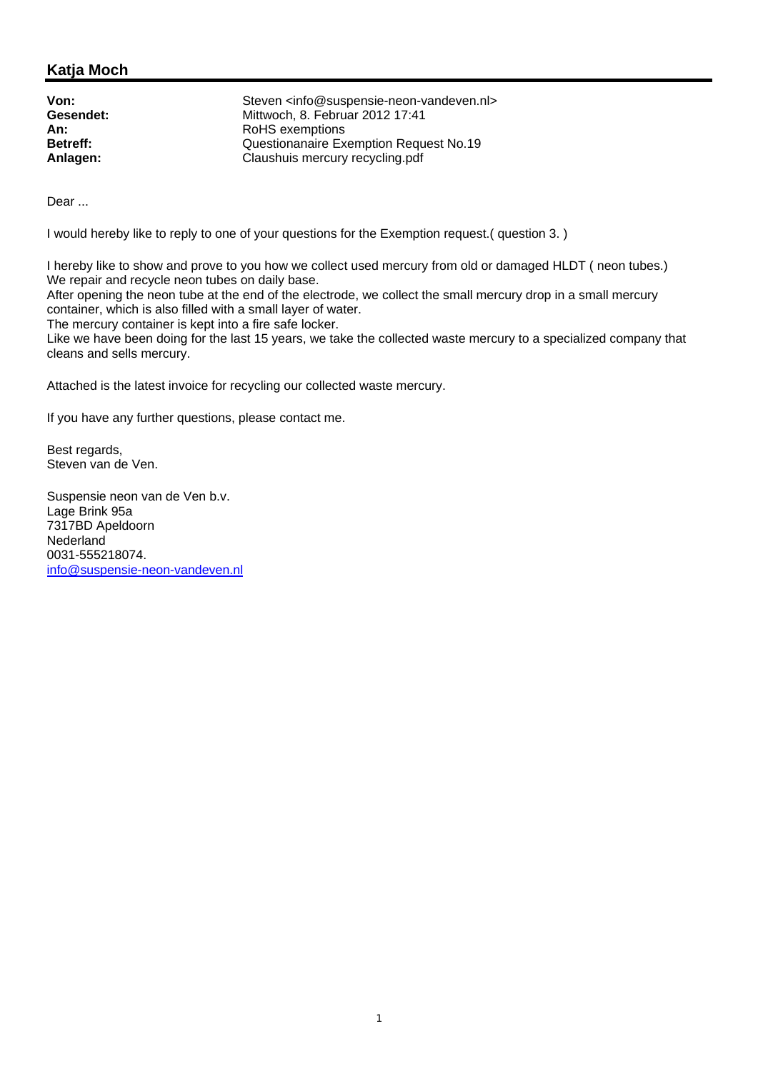## Katja Moch

| | |
|---|---|
| **Von:** | Steven <info@suspensie-neon-vandeven.nl> |
| **Gesendet:** | Mittwoch, 8. Februar 2012 17:41 |
| **An:** | RoHS exemptions |
| **Betreff:** | Questionanaire Exemption Request No.19 |
| **Anlagen:** | Claushuis mercury recycling.pdf |

Dear ...

I would hereby like to reply to one of your questions for the Exemption request.( question 3. )

I hereby like to show and prove to you how we collect used mercury from old or damaged HLDT ( neon tubes.)
We repair and recycle neon tubes on daily base.
After opening the neon tube at the end of the electrode, we collect the small mercury drop in a small mercury container, which is also filled with a small layer of water.
The mercury container is kept into a fire safe locker.
Like we have been doing for the last 15 years, we take the collected waste mercury to a specialized company that cleans and sells mercury.

Attached is the latest invoice for recycling our collected waste mercury.

If you have any further questions, please contact me.

Best regards,
Steven van de Ven.

Suspensie neon van de Ven b.v.
Lage Brink 95a
7317BD Apeldoorn
Nederland
0031-555218074.
info@suspensie-neon-vandeven.nl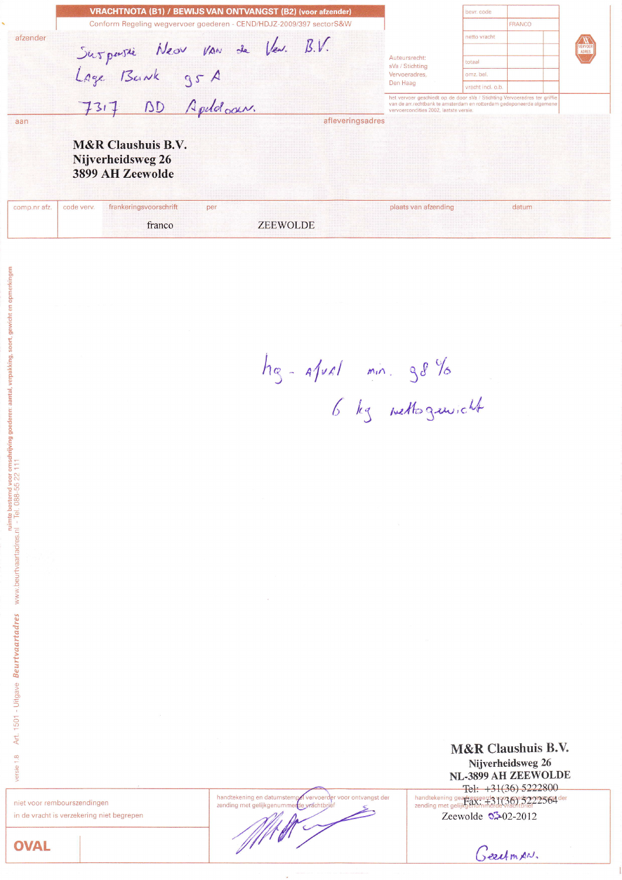**VRACHTNOTA (B1) / BEWIJS VAN ONTVANGST (B2) (voor afzender)**

Conform Regeling wegvervoer goederen - CEND/HDJZ-2009/397 sectorS&W

afzender

Suspensie Neon van de Ven. B.V.
Lage Bank 95 A
7317 BD Apeldoorn.

| | |
|---|---|
| bevr. code | |
| | FRANCO |
| netto vracht | |
| totaal | |
| omz. bel. | |
| vracht incl. o.b. | |

Auteursrecht: sVa / Stichting Vervoeradres, Den Haag

het vervoer geschiedt op de door sVa / Stichting Vervoeradres ter griffie van de arr.rechtbank te amsterdam en rotterdam gedeponeerde algemene vervoercondities 2002, laatste versie.

aan

**M&R Claushuis B.V.**
**Nijverheidsweg 26**
**3899 AH Zeewolde**

afleveringsadres

| comp.nr afz. | code verv. | frankeringsvoorschrift | per | plaats van afzending | datum |
|---|---|---|---|---|---|
| | | franco | ZEEWOLDE | | |

ruimte bestemd voor omschrijving goederen: aantal, verpakking, soort, gewicht en opmerkingen

hg - afval min. 98 %
6 kg nettogewicht

**M&R Claushuis B.V.**
Nijverheidsweg 26
NL-3899 AH ZEEWOLDE
Tel: +31(36) 5222800
Fax: +31(36) 5222564

versie 1.8 Art. 1501 - Uitgave *Beurtvaartadres* www.beurtvaartadres.nl - Tel. 088-55 22 111

| | | |
|---|---|---|
| niet voor rembourszendingen<br>in de vracht is verzekering niet begrepen | handtekening en datumstempel vervoerder voor ontvangst der zending met gelijkgenummerde vrachtbrief | handtekening geadresseerde voor ontvangst der zending met gelijkgenummerde vrachtbrief<br>Zeewolde 03-02-2012<br>Geelman. |
| OVAL | | |